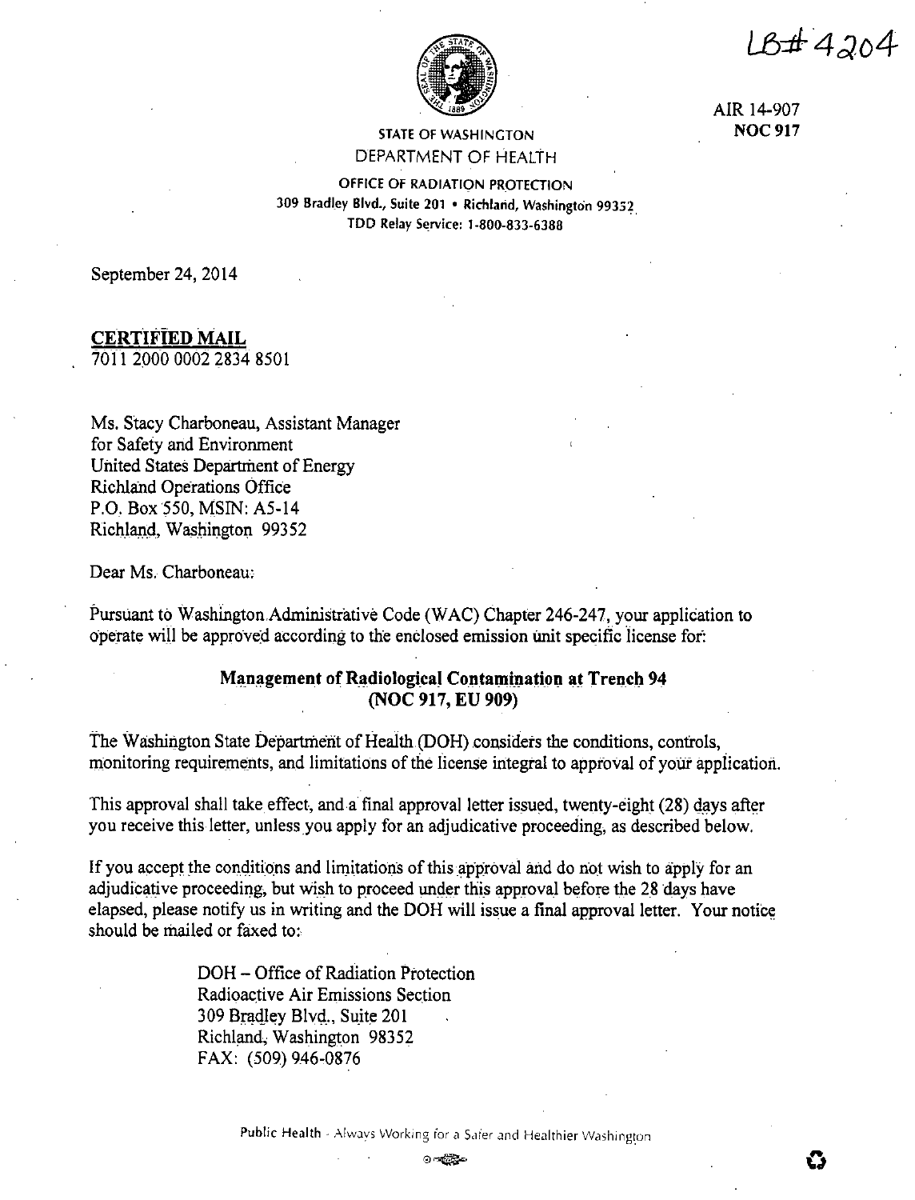LB# 4204

AIR 14-907
**NOC 917**

STATE OF WASHINGTON
DEPARTMENT OF HEALTH

OFFICE OF RADIATION PROTECTION
309 Bradley Blvd., Suite 201 • Richland, Washington 99352
TDD Relay Service: 1-800-833-6388

September 24, 2014

**CERTIFIED MAIL**
7011 2000 0002 2834 8501

Ms. Stacy Charboneau, Assistant Manager
for Safety and Environment
United States Department of Energy
Richland Operations Office
P.O. Box 550, MSIN: A5-14
Richland, Washington 99352

Dear Ms. Charboneau:

Pursuant to Washington Administrative Code (WAC) Chapter 246-247, your application to operate will be approved according to the enclosed emission unit specific license for:

**Management of Radiological Contamination at Trench 94**
**(NOC 917, EU 909)**

The Washington State Department of Health (DOH) considers the conditions, controls, monitoring requirements, and limitations of the license integral to approval of your application.

This approval shall take effect, and a final approval letter issued, twenty-eight (28) days after you receive this letter, unless you apply for an adjudicative proceeding, as described below.

If you accept the conditions and limitations of this approval and do not wish to apply for an adjudicative proceeding, but wish to proceed under this approval before the 28 days have elapsed, please notify us in writing and the DOH will issue a final approval letter. Your notice should be mailed or faxed to:

DOH – Office of Radiation Protection
Radioactive Air Emissions Section
309 Bradley Blvd., Suite 201
Richland, Washington 98352
FAX: (509) 946-0876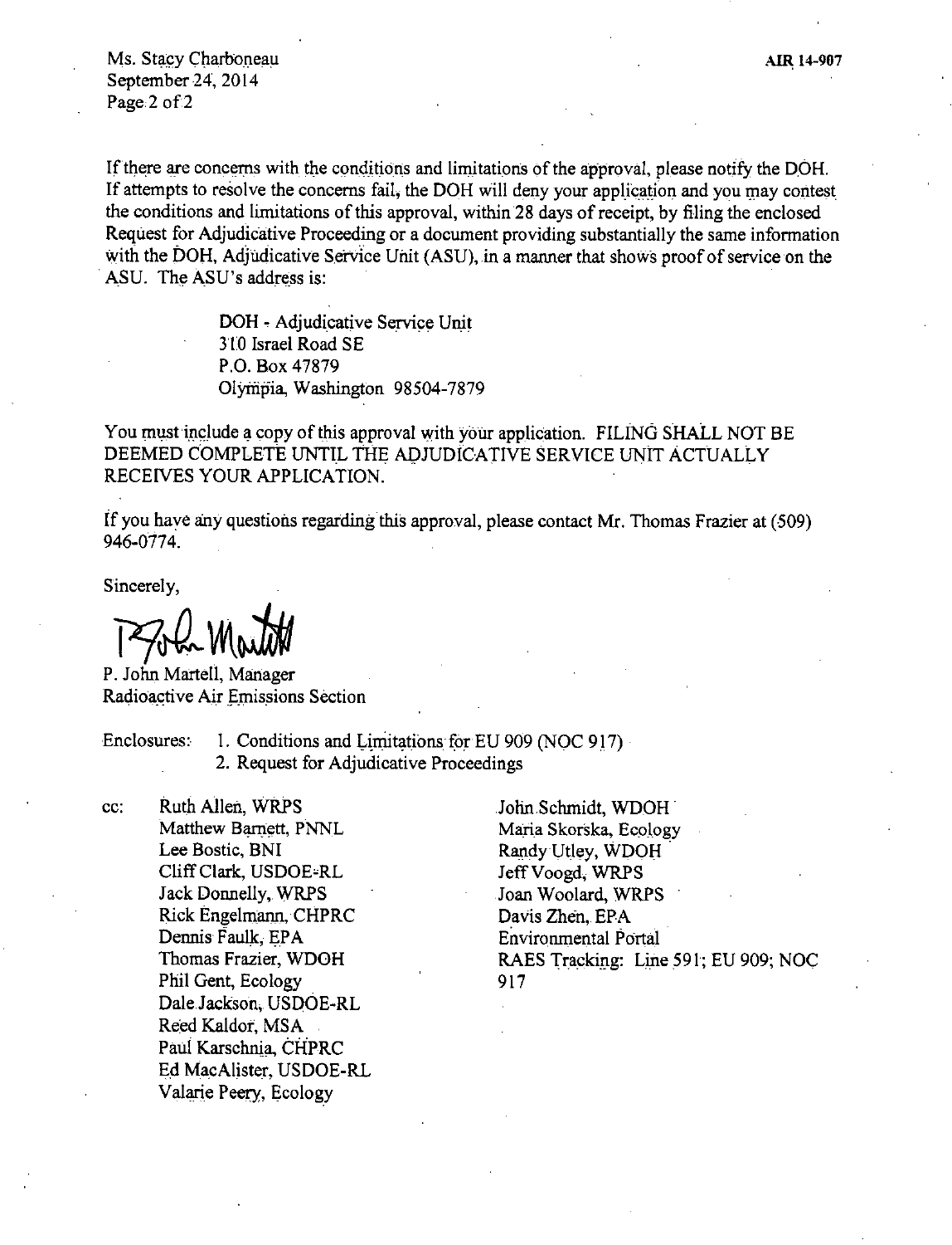If there are concerns with the conditions and limitations of the approval, please notify the DOH. If attempts to resolve the concerns fail, the DOH will deny your application and you may contest the conditions and limitations of this approval, within 28 days of receipt, by filing the enclosed Request for Adjudicative Proceeding or a document providing substantially the same information with the DOH, Adjudicative Service Unit (ASU), in a manner that shows proof of service on the ASU. The ASU's address is:

> DOH - Adjudicative Service Unit
> 310 Israel Road SE
> P.O. Box 47879
> Olympia, Washington 98504-7879

You must include a copy of this approval with your application. FILING SHALL NOT BE DEEMED COMPLETE UNTIL THE ADJUDICATIVE SERVICE UNIT ACTUALLY RECEIVES YOUR APPLICATION.

If you have any questions regarding this approval, please contact Mr. Thomas Frazier at (509) 946-0774.

Sincerely,

P. John Martell, Manager
Radioactive Air Emissions Section

Enclosures:
1. Conditions and Limitations for EU 909 (NOC 917)
2. Request for Adjudicative Proceedings

cc:
Ruth Allen, WRPS
Matthew Barnett, PNNL
Lee Bostic, BNI
Cliff Clark, USDOE-RL
Jack Donnelly, WRPS
Rick Engelmann, CHPRC
Dennis Faulk, EPA
Thomas Frazier, WDOH
Phil Gent, Ecology
Dale Jackson, USDOE-RL
Reed Kaldor, MSA
Paul Karschnia, CHPRC
Ed MacAlister, USDOE-RL
Valarie Peery, Ecology
John Schmidt, WDOH
Maria Skorska, Ecology
Randy Utley, WDOH
Jeff Voogd, WRPS
Joan Woolard, WRPS
Davis Zhen, EPA
Environmental Portal
RAES Tracking: Line 591; EU 909; NOC 917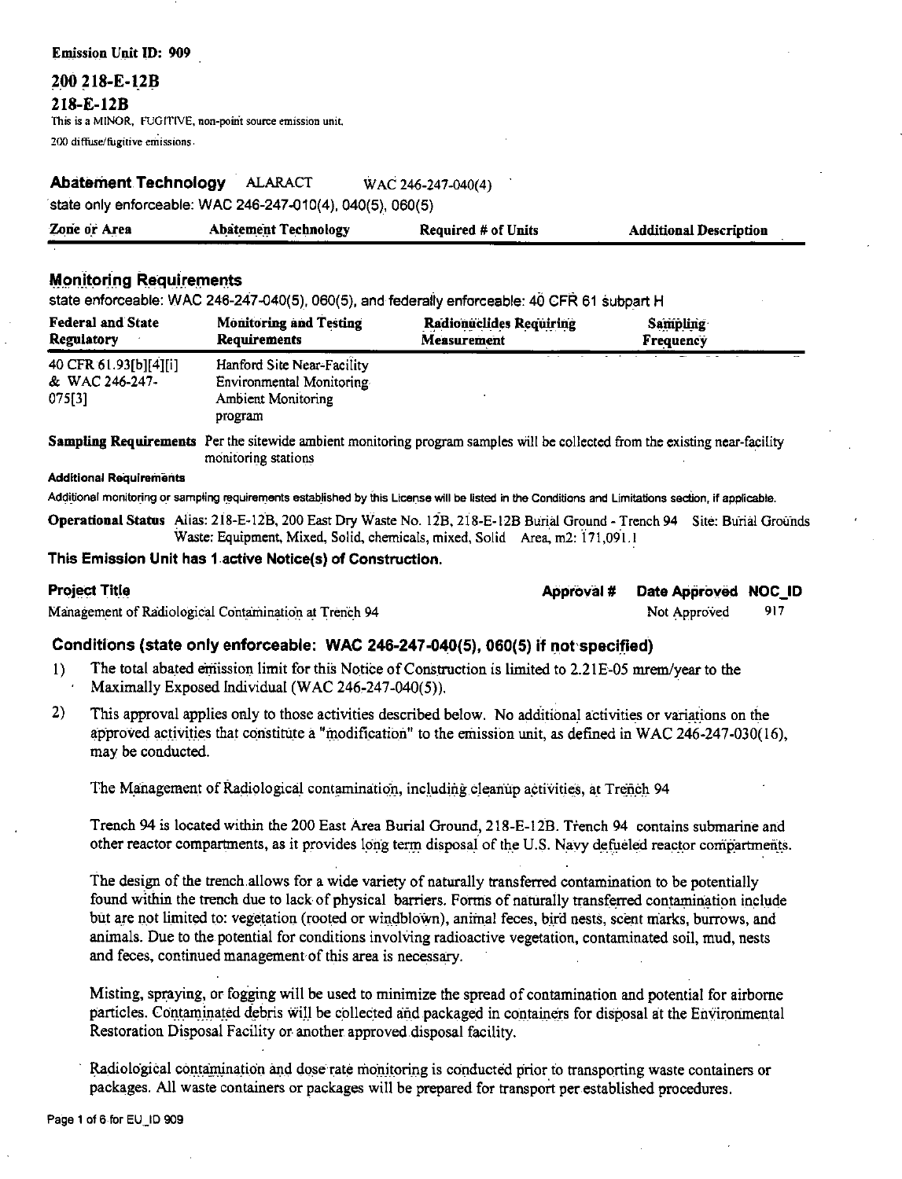**Emission Unit ID: 909**

## 200 218-E-12B

## 218-E-12B

This is a MINOR, FUGITIVE, non-point source emission unit.

200 diffuse/fugitive emissions.

### Abatement Technology ALARACT WAC 246-247-040(4)

state only enforceable: WAC 246-247-010(4), 040(5), 060(5)

| Zone or Area | Abatement Technology | Required # of Units | Additional Description |
|---|---|---|---|

### Monitoring Requirements

state enforceable: WAC 246-247-040(5), 060(5), and federally enforceable: 40 CFR 61 subpart H

| Federal and State Regulatory | Monitoring and Testing Requirements | Radionuclides Requiring Measurement | Sampling Frequency |
|---|---|---|---|
| 40 CFR 61.93[b][4][i] & WAC 246-247-075[3] | Hanford Site Near-Facility Environmental Monitoring Ambient Monitoring program | | |

**Sampling Requirements** Per the sitewide ambient monitoring program samples will be collected from the existing near-facility monitoring stations

**Additional Requirements**

Additional monitoring or sampling requirements established by this License will be listed in the Conditions and Limitations section, if applicable.

**Operational Status** Alias: 218-E-12B, 200 East Dry Waste No. 12B, 218-E-12B Burial Ground - Trench 94 Site: Burial Grounds Waste: Equipment, Mixed, Solid, chemicals, mixed, Solid Area, m2: 171,091.1

**This Emission Unit has 1 active Notice(s) of Construction.**

| Project Title | Approval # | Date Approved | NOC_ID |
|---|---|---|---|
| Management of Radiological Contamination at Trench 94 | | Not Approved | 917 |

### Conditions (state only enforceable: WAC 246-247-040(5), 060(5) if not specified)

1) The total abated emission limit for this Notice of Construction is limited to 2.21E-05 mrem/year to the Maximally Exposed Individual (WAC 246-247-040(5)).

2) This approval applies only to those activities described below. No additional activities or variations on the approved activities that constitute a "modification" to the emission unit, as defined in WAC 246-247-030(16), may be conducted.

   The Management of Radiological contamination, including cleanup activities, at Trench 94

   Trench 94 is located within the 200 East Area Burial Ground, 218-E-12B. Trench 94 contains submarine and other reactor compartments, as it provides long term disposal of the U.S. Navy defueled reactor compartments.

   The design of the trench allows for a wide variety of naturally transferred contamination to be potentially found within the trench due to lack of physical barriers. Forms of naturally transferred contamination include but are not limited to: vegetation (rooted or windblown), animal feces, bird nests, scent marks, burrows, and animals. Due to the potential for conditions involving radioactive vegetation, contaminated soil, mud, nests and feces, continued management of this area is necessary.

   Misting, spraying, or fogging will be used to minimize the spread of contamination and potential for airborne particles. Contaminated debris will be collected and packaged in containers for disposal at the Environmental Restoration Disposal Facility or another approved disposal facility.

   Radiological contamination and dose rate monitoring is conducted prior to transporting waste containers or packages. All waste containers or packages will be prepared for transport per established procedures.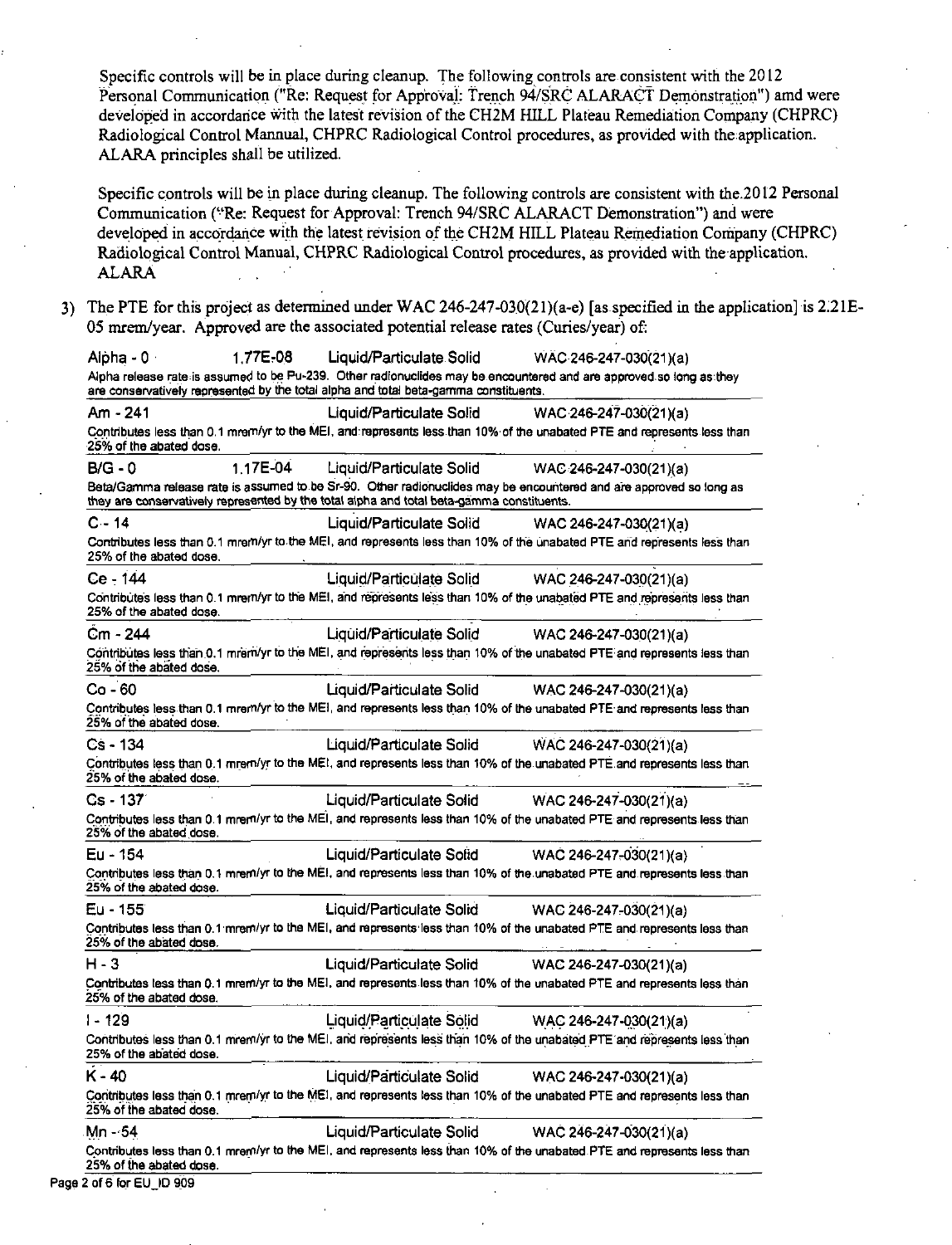Specific controls will be in place during cleanup. The following controls are consistent with the 2012 Personal Communication ("Re: Request for Approval: Trench 94/SRC ALARACT Demonstration") amd were developed in accordance with the latest revision of the CH2M HILL Plateau Remediation Company (CHPRC) Radiological Control Mannual, CHPRC Radiological Control procedures, as provided with the application. ALARA principles shall be utilized.

Specific controls will be in place during cleanup. The following controls are consistent with the 2012 Personal Communication ("Re: Request for Approval: Trench 94/SRC ALARACT Demonstration") and were developed in accordance with the latest revision of the CH2M HILL Plateau Remediation Company (CHPRC) Radiological Control Manual, CHPRC Radiological Control procedures, as provided with the application. ALARA

3) The PTE for this project as determined under WAC 246-247-030(21)(a-e) [as specified in the application] is 2.21E-05 mrem/year. Approved are the associated potential release rates (Curies/year) of:

| Radionuclide | Release Rate | Form | Regulation |
|---|---|---|---|
| Alpha - 0 | 1.77E-08 | Liquid/Particulate Solid | WAC 246-247-030(21)(a) |

Alpha release rate is assumed to be Pu-239. Other radionuclides may be encountered and are approved so long as they are conservatively represented by the total alpha and total beta-gamma constituents.

| Radionuclide | Release Rate | Form | Regulation |
|---|---|---|---|
| Am - 241 | | Liquid/Particulate Solid | WAC 246-247-030(21)(a) |

Contributes less than 0.1 mrem/yr to the MEI, and represents less than 10% of the unabated PTE and represents less than 25% of the abated dose.

| Radionuclide | Release Rate | Form | Regulation |
|---|---|---|---|
| B/G - 0 | 1.17E-04 | Liquid/Particulate Solid | WAC 246-247-030(21)(a) |

Beta/Gamma release rate is assumed to be Sr-90. Other radionuclides may be encountered and are approved so long as they are conservatively represented by the total alpha and total beta-gamma constituents.

| Radionuclide | Release Rate | Form | Regulation |
|---|---|---|---|
| C - 14 | | Liquid/Particulate Solid | WAC 246-247-030(21)(a) |

Contributes less than 0.1 mrem/yr to the MEI, and represents less than 10% of the unabated PTE and represents less than 25% of the abated dose.

| Radionuclide | Release Rate | Form | Regulation |
|---|---|---|---|
| Ce - 144 | | Liquid/Particulate Solid | WAC 246-247-030(21)(a) |

Contributes less than 0.1 mrem/yr to the MEI, and represents less than 10% of the unabated PTE and represents less than 25% of the abated dose.

| Radionuclide | Release Rate | Form | Regulation |
|---|---|---|---|
| Cm - 244 | | Liquid/Particulate Solid | WAC 246-247-030(21)(a) |

Contributes less than 0.1 mrem/yr to the MEI, and represents less than 10% of the unabated PTE and represents less than 25% of the abated dose.

| Radionuclide | Release Rate | Form | Regulation |
|---|---|---|---|
| Co - 60 | | Liquid/Particulate Solid | WAC 246-247-030(21)(a) |

Contributes less than 0.1 mrem/yr to the MEI, and represents less than 10% of the unabated PTE and represents less than 25% of the abated dose.

| Radionuclide | Release Rate | Form | Regulation |
|---|---|---|---|
| Cs - 134 | | Liquid/Particulate Solid | WAC 246-247-030(21)(a) |

Contributes less than 0.1 mrem/yr to the MEI, and represents less than 10% of the unabated PTE and represents less than 25% of the abated dose.

| Radionuclide | Release Rate | Form | Regulation |
|---|---|---|---|
| Cs - 137 | | Liquid/Particulate Solid | WAC 246-247-030(21)(a) |

Contributes less than 0.1 mrem/yr to the MEI, and represents less than 10% of the unabated PTE and represents less than 25% of the abated dose.

| Radionuclide | Release Rate | Form | Regulation |
|---|---|---|---|
| Eu - 154 | | Liquid/Particulate Solid | WAC 246-247-030(21)(a) |

Contributes less than 0.1 mrem/yr to the MEI, and represents less than 10% of the unabated PTE and represents less than 25% of the abated dose.

| Radionuclide | Release Rate | Form | Regulation |
|---|---|---|---|
| Eu - 155 | | Liquid/Particulate Solid | WAC 246-247-030(21)(a) |

Contributes less than 0.1 mrem/yr to the MEI, and represents less than 10% of the unabated PTE and represents less than 25% of the abated dose.

| Radionuclide | Release Rate | Form | Regulation |
|---|---|---|---|
| H - 3 | | Liquid/Particulate Solid | WAC 246-247-030(21)(a) |

Contributes less than 0.1 mrem/yr to the MEI, and represents less than 10% of the unabated PTE and represents less than 25% of the abated dose.

| Radionuclide | Release Rate | Form | Regulation |
|---|---|---|---|
| I - 129 | | Liquid/Particulate Solid | WAC 246-247-030(21)(a) |

Contributes less than 0.1 mrem/yr to the MEI, and represents less than 10% of the unabated PTE and represents less than 25% of the abated dose.

| Radionuclide | Release Rate | Form | Regulation |
|---|---|---|---|
| K - 40 | | Liquid/Particulate Solid | WAC 246-247-030(21)(a) |

Contributes less than 0.1 mrem/yr to the MEI, and represents less than 10% of the unabated PTE and represents less than 25% of the abated dose.

| Radionuclide | Release Rate | Form | Regulation |
|---|---|---|---|
| Mn - 54 | | Liquid/Particulate Solid | WAC 246-247-030(21)(a) |

Contributes less than 0.1 mrem/yr to the MEI, and represents less than 10% of the unabated PTE and represents less than 25% of the abated dose.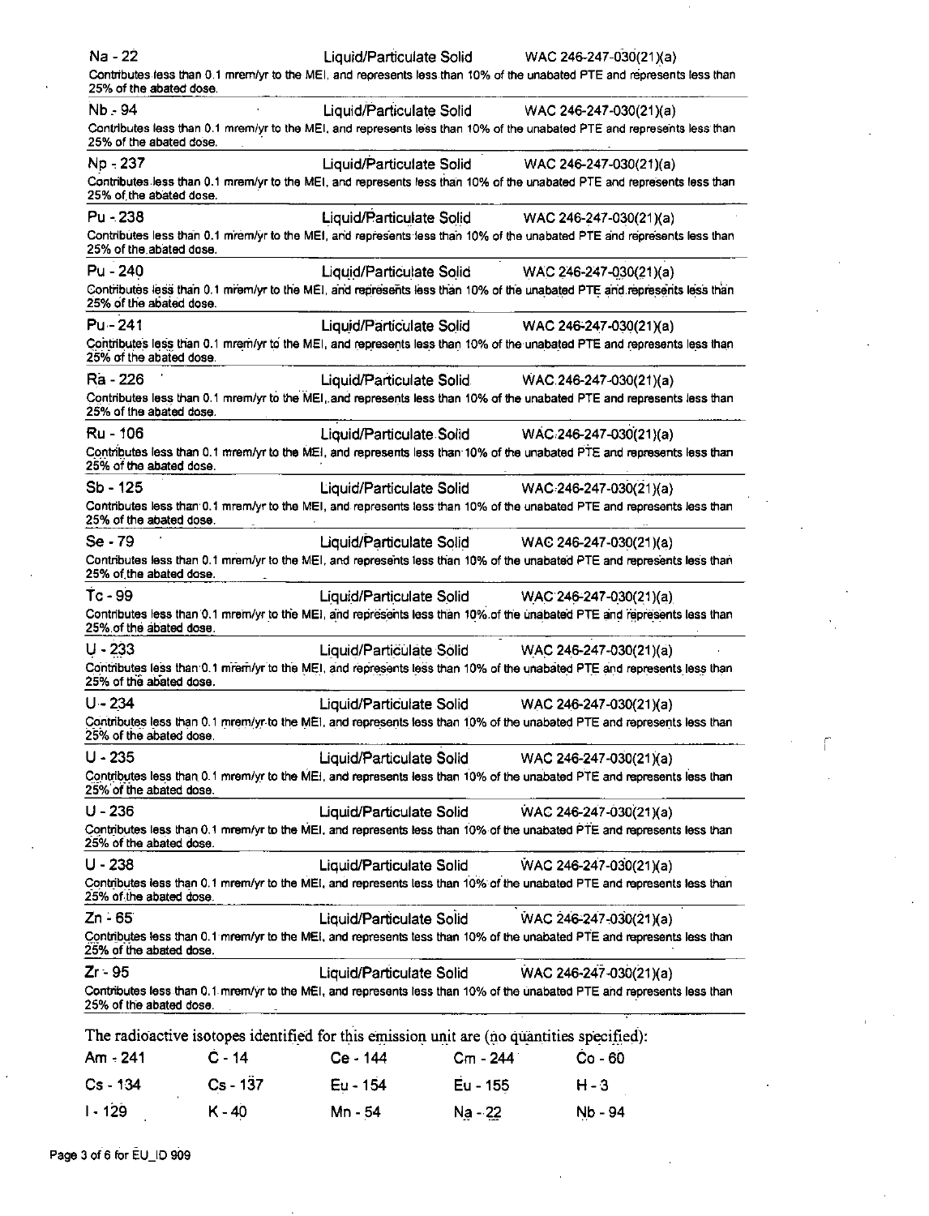Na - 22 | Liquid/Particulate Solid | WAC 246-247-030(21)(a)

Contributes less than 0.1 mrem/yr to the MEI, and represents less than 10% of the unabated PTE and represents less than 25% of the abated dose.

---

Nb - 94 | Liquid/Particulate Solid | WAC 246-247-030(21)(a)

Contributes less than 0.1 mrem/yr to the MEI, and represents less than 10% of the unabated PTE and represents less than 25% of the abated dose.

---

Np - 237 | Liquid/Particulate Solid | WAC 246-247-030(21)(a)

Contributes less than 0.1 mrem/yr to the MEI, and represents less than 10% of the unabated PTE and represents less than 25% of the abated dose.

---

Pu - 238 | Liquid/Particulate Solid | WAC 246-247-030(21)(a)

Contributes less than 0.1 mrem/yr to the MEI, and represents less than 10% of the unabated PTE and represents less than 25% of the abated dose.

---

Pu - 240 | Liquid/Particulate Solid | WAC 246-247-030(21)(a)

Contributes less than 0.1 mrem/yr to the MEI, and represents less than 10% of the unabated PTE and represents less than 25% of the abated dose.

---

Pu - 241 | Liquid/Particulate Solid | WAC 246-247-030(21)(a)

Contributes less than 0.1 mrem/yr to the MEI, and represents less than 10% of the unabated PTE and represents less than 25% of the abated dose.

---

Ra - 226 | Liquid/Particulate Solid | WAC 246-247-030(21)(a)

Contributes less than 0.1 mrem/yr to the MEI, and represents less than 10% of the unabated PTE and represents less than 25% of the abated dose.

---

Ru - 106 | Liquid/Particulate Solid | WAC 246-247-030(21)(a)

Contributes less than 0.1 mrem/yr to the MEI, and represents less than 10% of the unabated PTE and represents less than 25% of the abated dose.

---

Sb - 125 | Liquid/Particulate Solid | WAC 246-247-030(21)(a)

Contributes less than 0.1 mrem/yr to the MEI, and represents less than 10% of the unabated PTE and represents less than 25% of the abated dose.

---

Se - 79 | Liquid/Particulate Solid | WAC 246-247-030(21)(a)

Contributes less than 0.1 mrem/yr to the MEI, and represents less than 10% of the unabated PTE and represents less than 25% of the abated dose.

---

Tc - 99 | Liquid/Particulate Solid | WAC 246-247-030(21)(a)

Contributes less than 0.1 mrem/yr to the MEI, and represents less than 10% of the unabated PTE and represents less than 25% of the abated dose.

---

U - 233 | Liquid/Particulate Solid | WAC 246-247-030(21)(a)

Contributes less than 0.1 mrem/yr to the MEI, and represents less than 10% of the unabated PTE and represents less than 25% of the abated dose.

---

U - 234 | Liquid/Particulate Solid | WAC 246-247-030(21)(a)

Contributes less than 0.1 mrem/yr to the MEI, and represents less than 10% of the unabated PTE and represents less than 25% of the abated dose.

---

U - 235 | Liquid/Particulate Solid | WAC 246-247-030(21)(a)

Contributes less than 0.1 mrem/yr to the MEI, and represents less than 10% of the unabated PTE and represents less than 25% of the abated dose.

---

U - 236 | Liquid/Particulate Solid | WAC 246-247-030(21)(a)

Contributes less than 0.1 mrem/yr to the MEI, and represents less than 10% of the unabated PTE and represents less than 25% of the abated dose.

---

U - 238 | Liquid/Particulate Solid | WAC 246-247-030(21)(a)

Contributes less than 0.1 mrem/yr to the MEI, and represents less than 10% of the unabated PTE and represents less than 25% of the abated dose.

---

Zn - 65 | Liquid/Particulate Solid | WAC 246-247-030(21)(a)

Contributes less than 0.1 mrem/yr to the MEI, and represents less than 10% of the unabated PTE and represents less than 25% of the abated dose.

---

Zr - 95 | Liquid/Particulate Solid | WAC 246-247-030(21)(a)

Contributes less than 0.1 mrem/yr to the MEI, and represents less than 10% of the unabated PTE and represents less than 25% of the abated dose.

---

The radioactive isotopes identified for this emission unit are (no quantities specified):

| | | | | |
|---|---|---|---|---|
| Am - 241 | C - 14 | Ce - 144 | Cm - 244 | Co - 60 |
| Cs - 134 | Cs - 137 | Eu - 154 | Eu - 155 | H - 3 |
| I - 129 | K - 40 | Mn - 54 | Na - 22 | Nb - 94 |

Page 3 of 6 for EU_ID 909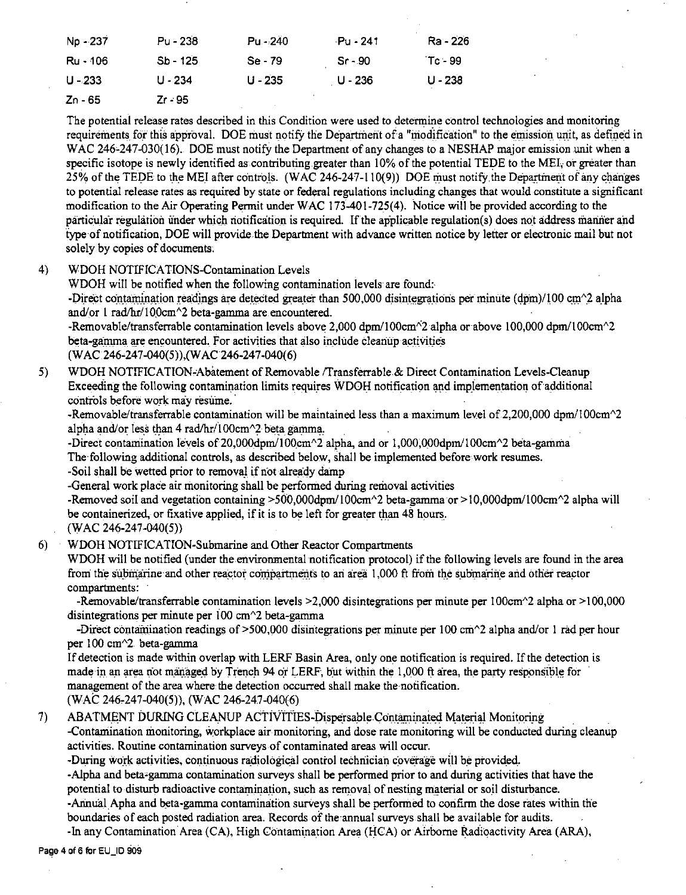| Np - 237 | Pu - 238 | Pu - 240 | Pu - 241 | Ra - 226 |
|---|---|---|---|---|
| Ru - 106 | Sb - 125 | Se - 79 | Sr - 90 | Tc - 99 |
| U - 233 | U - 234 | U - 235 | U - 236 | U - 238 |
| Zn - 65 | Zr - 95 | | | |

The potential release rates described in this Condition were used to determine control technologies and monitoring requirements for this approval. DOE must notify the Department of a "modification" to the emission unit, as defined in WAC 246-247-030(16). DOE must notify the Department of any changes to a NESHAP major emission unit when a specific isotope is newly identified as contributing greater than 10% of the potential TEDE to the MEI, or greater than 25% of the TEDE to the MEI after controls. (WAC 246-247-110(9)) DOE must notify the Department of any changes to potential release rates as required by state or federal regulations including changes that would constitute a significant modification to the Air Operating Permit under WAC 173-401-725(4). Notice will be provided according to the particular regulation under which notification is required. If the applicable regulation(s) does not address manner and type of notification, DOE will provide the Department with advance written notice by letter or electronic mail but not solely by copies of documents.

4) WDOH NOTIFICATIONS-Contamination Levels
WDOH will be notified when the following contamination levels are found:
-Direct contamination readings are detected greater than 500,000 disintegrations per minute (dpm)/100 cm^2 alpha and/or 1 rad/hr/100cm^2 beta-gamma are encountered.
-Removable/transferrable contamination levels above 2,000 dpm/100cm^2 alpha or above 100,000 dpm/100cm^2 beta-gamma are encountered. For activities that also include cleanup activities
(WAC 246-247-040(5)),(WAC 246-247-040(6)

5) WDOH NOTIFICATION-Abatement of Removable /Transferrable & Direct Contamination Levels-Cleanup
Exceeding the following contamination limits requires WDOH notification and implementation of additional controls before work may resume.
-Removable/transferrable contamination will be maintained less than a maximum level of 2,200,000 dpm/100cm^2 alpha and/or less than 4 rad/hr/100cm^2 beta gamma.
-Direct contamination levels of 20,000dpm/100cm^2 alpha, and or 1,000,000dpm/100cm^2 beta-gamma
The following additional controls, as described below, shall be implemented before work resumes.
-Soil shall be wetted prior to removal if not already damp
-General work place air monitoring shall be performed during removal activities
-Removed soil and vegetation containing >500,000dpm/100cm^2 beta-gamma or >10,000dpm/100cm^2 alpha will be containerized, or fixative applied, if it is to be left for greater than 48 hours.
(WAC 246-247-040(5))

6) WDOH NOTIFICATION-Submarine and Other Reactor Compartments
WDOH will be notified (under the environmental notification protocol) if the following levels are found in the area from the submarine and other reactor compartments to an area 1,000 ft from the submarine and other reactor compartments:
-Removable/transferrable contamination levels >2,000 disintegrations per minute per 100cm^2 alpha or >100,000 disintegrations per minute per 100 cm^2 beta-gamma
-Direct contamination readings of >500,000 disintegrations per minute per 100 cm^2 alpha and/or 1 rad per hour per 100 cm^2 beta-gamma
If detection is made within overlap with LERF Basin Area, only one notification is required. If the detection is made in an area not managed by Trench 94 or LERF, but within the 1,000 ft area, the party responsible for management of the area where the detection occurred shall make the notification.
(WAC 246-247-040(5)), (WAC 246-247-040(6)

7) ABATMENT DURING CLEANUP ACTIVITIES-Dispersable Contaminated Material Monitoring
-Contamination monitoring, workplace air monitoring, and dose rate monitoring will be conducted during cleanup activities. Routine contamination surveys of contaminated areas will occur.
-During work activities, continuous radiological control technician coverage will be provided.
-Alpha and beta-gamma contamination surveys shall be performed prior to and during activities that have the potential to disturb radioactive contamination, such as removal of nesting material or soil disturbance.
-Annual Apha and beta-gamma contamination surveys shall be performed to confirm the dose rates within the boundaries of each posted radiation area. Records of the annual surveys shall be available for audits.
-In any Contamination Area (CA), High Contamination Area (HCA) or Airborne Radioactivity Area (ARA),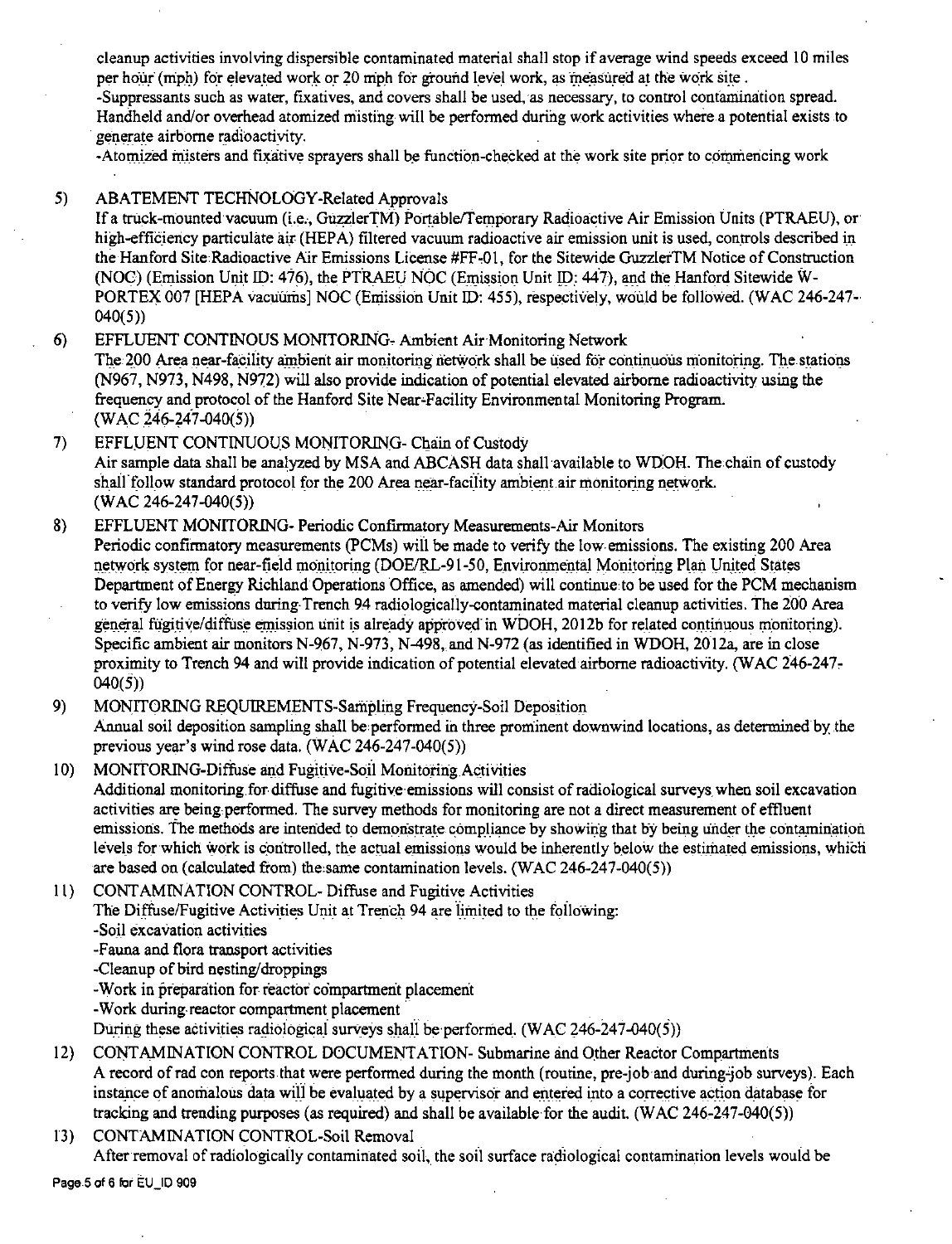cleanup activities involving dispersible contaminated material shall stop if average wind speeds exceed 10 miles per hour (mph) for elevated work or 20 mph for ground level work, as measured at the work site.
-Suppressants such as water, fixatives, and covers shall be used, as necessary, to control contamination spread. Handheld and/or overhead atomized misting will be performed during work activities where a potential exists to generate airborne radioactivity.
-Atomized misters and fixative sprayers shall be function-checked at the work site prior to commencing work

5) ABATEMENT TECHNOLOGY-Related Approvals
If a truck-mounted vacuum (i.e., GuzzlerTM) Portable/Temporary Radioactive Air Emission Units (PTRAEU), or high-efficiency particulate air (HEPA) filtered vacuum radioactive air emission unit is used, controls described in the Hanford Site Radioactive Air Emissions License #FF-01, for the Sitewide GuzzlerTM Notice of Construction (NOC) (Emission Unit ID: 476), the PTRAEU NOC (Emission Unit ID: 447), and the Hanford Sitewide W-PORTEX 007 [HEPA vacuums] NOC (Emission Unit ID: 455), respectively, would be followed. (WAC 246-247-040(5))

6) EFFLUENT CONTINOUS MONITORING- Ambient Air Monitoring Network
The 200 Area near-facility ambient air monitoring network shall be used for continuous monitoring. The stations (N967, N973, N498, N972) will also provide indication of potential elevated airborne radioactivity using the frequency and protocol of the Hanford Site Near-Facility Environmental Monitoring Program. (WAC 246-247-040(5))

7) EFFLUENT CONTINUOUS MONITORING- Chain of Custody
Air sample data shall be analyzed by MSA and ABCASH data shall available to WDOH. The chain of custody shall follow standard protocol for the 200 Area near-facility ambient air monitoring network. (WAC 246-247-040(5))

8) EFFLUENT MONITORING- Periodic Confirmatory Measurements-Air Monitors
Periodic confirmatory measurements (PCMs) will be made to verify the low emissions. The existing 200 Area network system for near-field monitoring (DOE/RL-91-50, Environmental Monitoring Plan United States Department of Energy Richland Operations Office, as amended) will continue to be used for the PCM mechanism to verify low emissions during Trench 94 radiologically-contaminated material cleanup activities. The 200 Area general fugitive/diffuse emission unit is already approved in WDOH, 2012b for related continuous monitoring). Specific ambient air monitors N-967, N-973, N-498, and N-972 (as identified in WDOH, 2012a, are in close proximity to Trench 94 and will provide indication of potential elevated airborne radioactivity. (WAC 246-247-040(5))

9) MONITORING REQUIREMENTS-Sampling Frequency-Soil Deposition
Annual soil deposition sampling shall be performed in three prominent downwind locations, as determined by the previous year's wind rose data. (WAC 246-247-040(5))

10) MONITORING-Diffuse and Fugitive-Soil Monitoring Activities
Additional monitoring for diffuse and fugitive emissions will consist of radiological surveys when soil excavation activities are being performed. The survey methods for monitoring are not a direct measurement of effluent emissions. The methods are intended to demonstrate compliance by showing that by being under the contamination levels for which work is controlled, the actual emissions would be inherently below the estimated emissions, which are based on (calculated from) the same contamination levels. (WAC 246-247-040(5))

11) CONTAMINATION CONTROL- Diffuse and Fugitive Activities
The Diffuse/Fugitive Activities Unit at Trench 94 are limited to the following:
-Soil excavation activities
-Fauna and flora transport activities
-Cleanup of bird nesting/droppings
-Work in preparation for reactor compartment placement
-Work during reactor compartment placement
During these activities radiological surveys shall be performed. (WAC 246-247-040(5))

12) CONTAMINATION CONTROL DOCUMENTATION- Submarine and Other Reactor Compartments
A record of rad con reports that were performed during the month (routine, pre-job and during-job surveys). Each instance of anomalous data will be evaluated by a supervisor and entered into a corrective action database for tracking and trending purposes (as required) and shall be available for the audit. (WAC 246-247-040(5))

13) CONTAMINATION CONTROL-Soil Removal
After removal of radiologically contaminated soil, the soil surface radiological contamination levels would be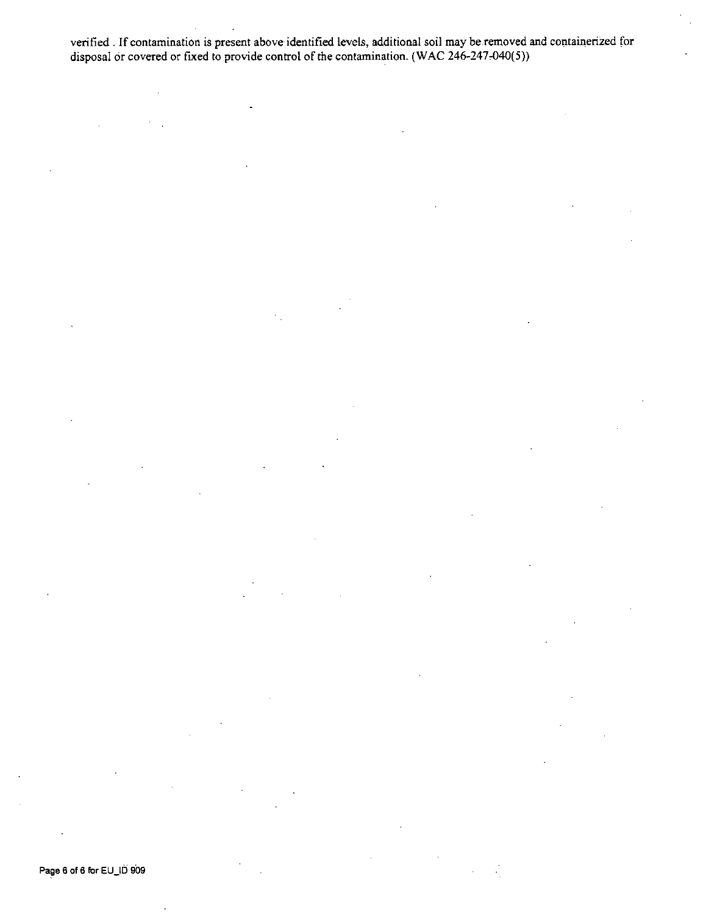verified . If contamination is present above identified levels, additional soil may be removed and containerized for disposal or covered or fixed to provide control of the contamination. (WAC 246-247-040(5))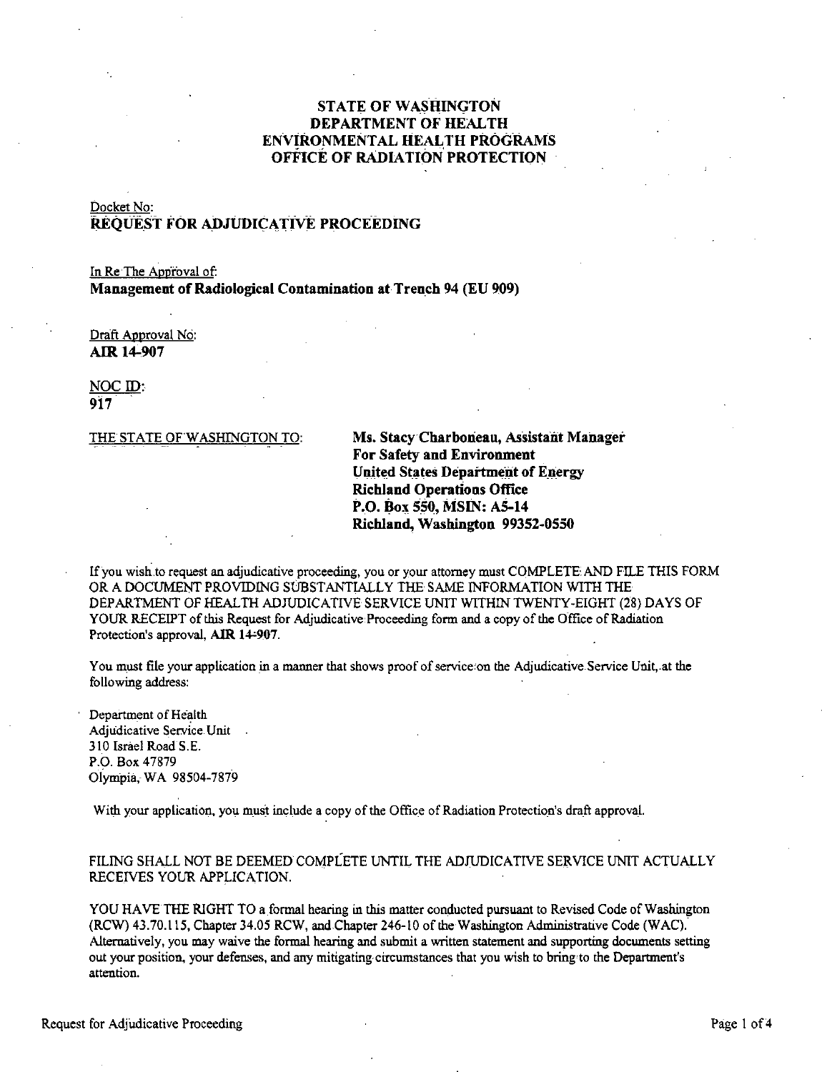**STATE OF WASHINGTON**
**DEPARTMENT OF HEALTH**
**ENVIRONMENTAL HEALTH PROGRAMS**
**OFFICE OF RADIATION PROTECTION**

Docket No:
**REQUEST FOR ADJUDICATIVE PROCEEDING**

In Re The Approval of:
**Management of Radiological Contamination at Trench 94 (EU 909)**

Draft Approval No:
**AIR 14-907**

NOC ID:
**917**

THE STATE OF WASHINGTON TO:

**Ms. Stacy Charboneau, Assistant Manager**
**For Safety and Environment**
**United States Department of Energy**
**Richland Operations Office**
**P.O. Box 550, MSIN: A5-14**
**Richland, Washington 99352-0550**

If you wish to request an adjudicative proceeding, you or your attorney must COMPLETE AND FILE THIS FORM OR A DOCUMENT PROVIDING SUBSTANTIALLY THE SAME INFORMATION WITH THE DEPARTMENT OF HEALTH ADJUDICATIVE SERVICE UNIT WITHIN TWENTY-EIGHT (28) DAYS OF YOUR RECEIPT of this Request for Adjudicative Proceeding form and a copy of the Office of Radiation Protection's approval, **AIR 14-907**.

You must file your application in a manner that shows proof of service on the Adjudicative Service Unit, at the following address:

Department of Health
Adjudicative Service Unit
310 Israel Road S.E.
P.O. Box 47879
Olympia, WA 98504-7879

With your application, you must include a copy of the Office of Radiation Protection's draft approval.

FILING SHALL NOT BE DEEMED COMPLETE UNTIL THE ADJUDICATIVE SERVICE UNIT ACTUALLY RECEIVES YOUR APPLICATION.

YOU HAVE THE RIGHT TO a formal hearing in this matter conducted pursuant to Revised Code of Washington (RCW) 43.70.115, Chapter 34.05 RCW, and Chapter 246-10 of the Washington Administrative Code (WAC). Alternatively, you may waive the formal hearing and submit a written statement and supporting documents setting out your position, your defenses, and any mitigating circumstances that you wish to bring to the Department's attention.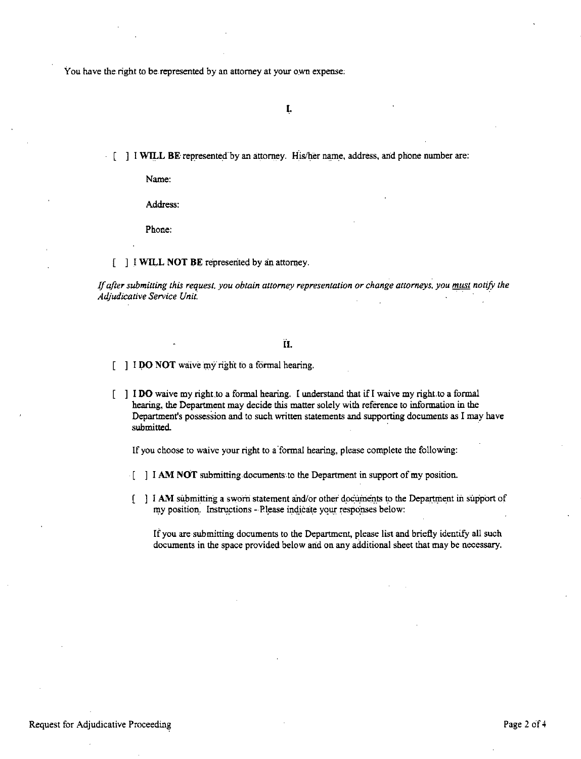You have the right to be represented by an attorney at your own expense.

## I.

[ ] I **WILL BE** represented by an attorney. His/her name, address, and phone number are:

Name:

Address:

Phone:

[ ] I **WILL NOT BE** represented by an attorney.

*If after submitting this request, you obtain attorney representation or change attorneys, you <u>must</u> notify the Adjudicative Service Unit.*

## II.

[ ] I **DO NOT** waive my right to a formal hearing.

[ ] **I DO** waive my right to a formal hearing. I understand that if I waive my right to a formal hearing, the Department may decide this matter solely with reference to information in the Department's possession and to such written statements and supporting documents as I may have submitted.

If you choose to waive your right to a formal hearing, please complete the following:

[ ] I **AM NOT** submitting documents to the Department in support of my position.

[ ] I **AM** submitting a sworn statement and/or other documents to the Department in support of my position. Instructions - Please indicate your responses below:

If you are submitting documents to the Department, please list and briefly identify all such documents in the space provided below and on any additional sheet that may be necessary.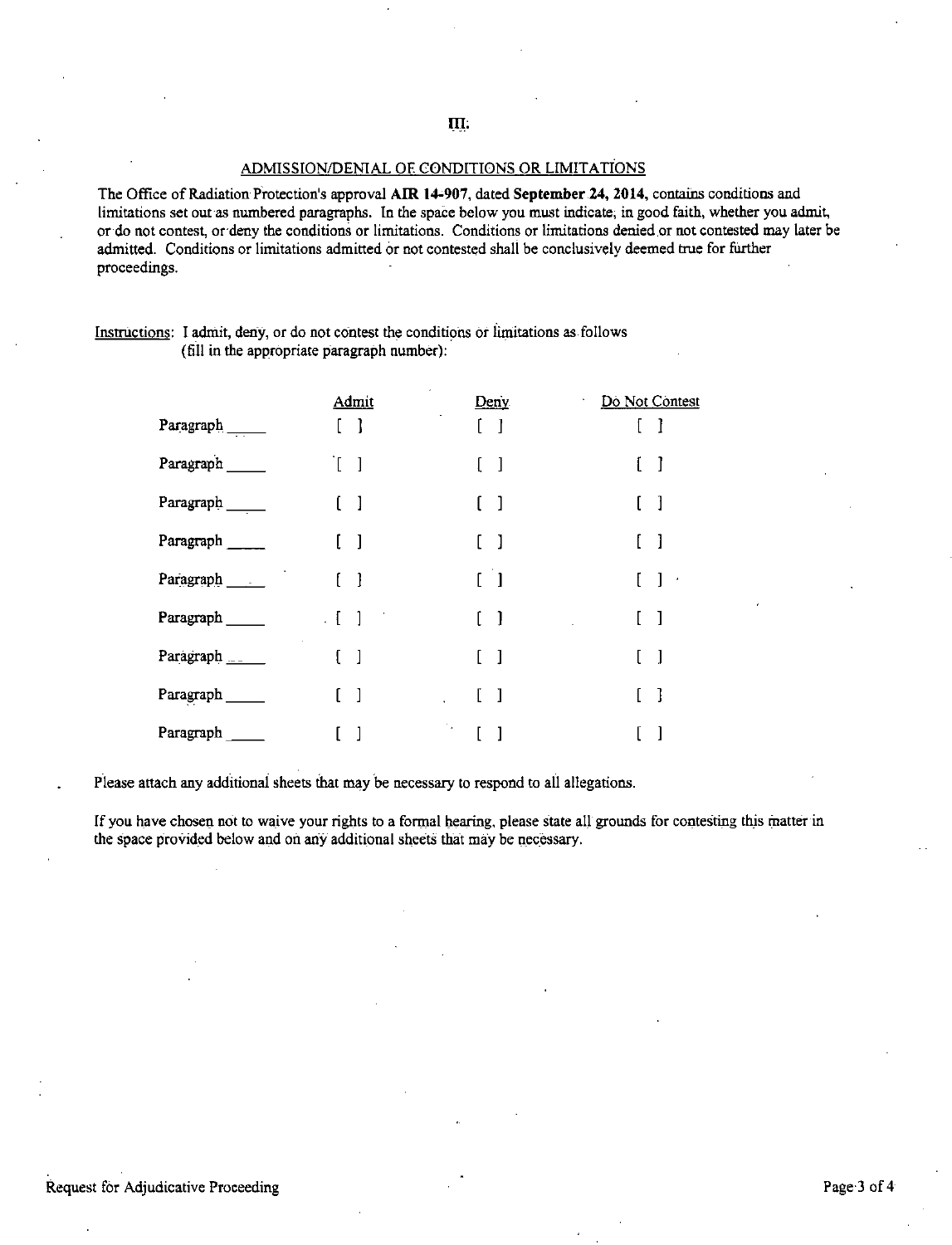## III.

### ADMISSION/DENIAL OF CONDITIONS OR LIMITATIONS

The Office of Radiation Protection's approval **AIR 14-907**, dated **September 24, 2014**, contains conditions and limitations set out as numbered paragraphs. In the space below you must indicate, in good faith, whether you admit, or do not contest, or deny the conditions or limitations. Conditions or limitations denied or not contested may later be admitted. Conditions or limitations admitted or not contested shall be conclusively deemed true for further proceedings.

Instructions: I admit, deny, or do not contest the conditions or limitations as follows (fill in the appropriate paragraph number):

| | Admit | Deny | Do Not Contest |
|---|---|---|---|
| Paragraph _____ | [ ] | [ ] | [ ] |
| Paragraph _____ | [ ] | [ ] | [ ] |
| Paragraph _____ | [ ] | [ ] | [ ] |
| Paragraph _____ | [ ] | [ ] | [ ] |
| Paragraph _____ | [ ] | [ ] | [ ] |
| Paragraph _____ | [ ] | [ ] | [ ] |
| Paragraph _____ | [ ] | [ ] | [ ] |
| Paragraph _____ | [ ] | [ ] | [ ] |
| Paragraph _____ | [ ] | [ ] | [ ] |

Please attach any additional sheets that may be necessary to respond to all allegations.

If you have chosen not to waive your rights to a formal hearing, please state all grounds for contesting this matter in the space provided below and on any additional sheets that may be necessary.

Request for Adjudicative Proceeding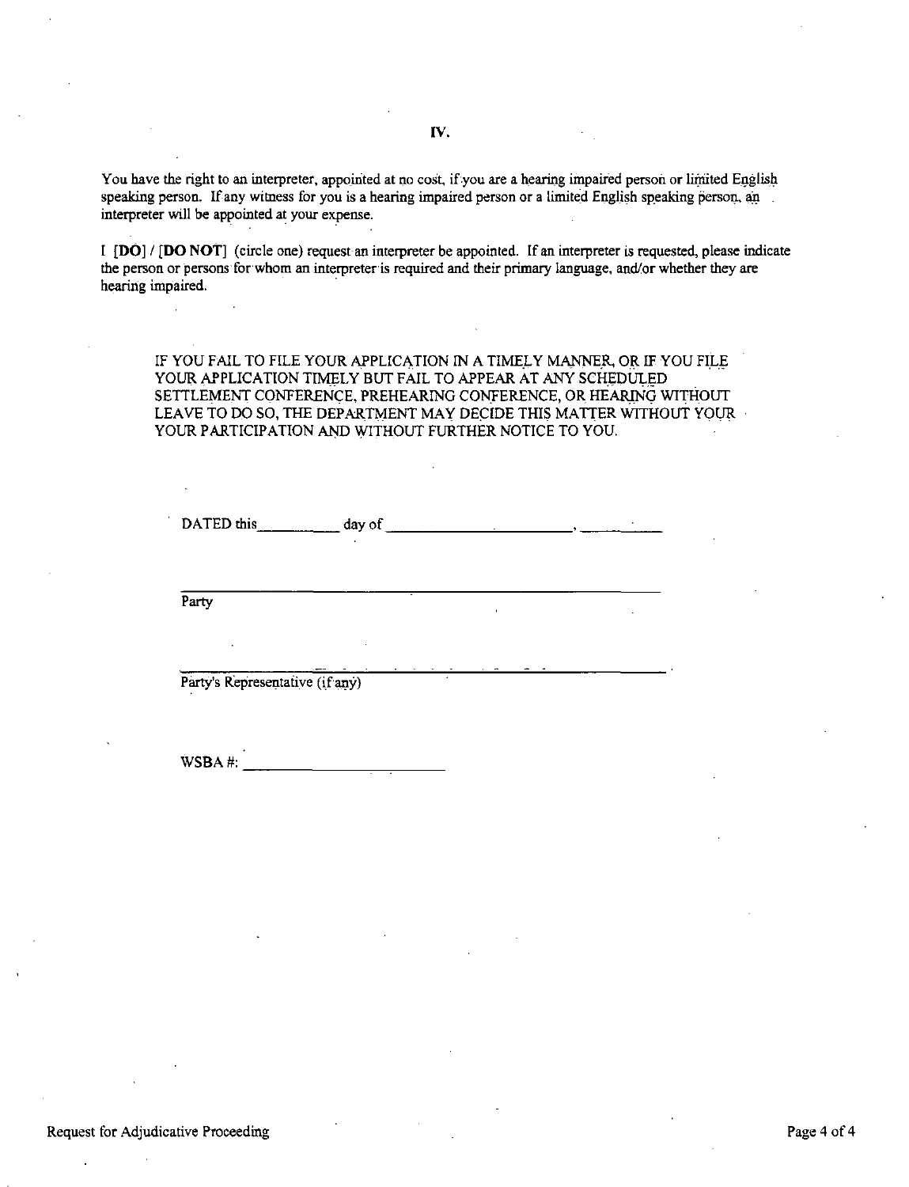## IV.

You have the right to an interpreter, appointed at no cost, if you are a hearing impaired person or limited English speaking person. If any witness for you is a hearing impaired person or a limited English speaking person, an interpreter will be appointed at your expense.

I **[DO]** / **[DO NOT]** (circle one) request an interpreter be appointed. If an interpreter is requested, please indicate the person or persons for whom an interpreter is required and their primary language, and/or whether they are hearing impaired.

IF YOU FAIL TO FILE YOUR APPLICATION IN A TIMELY MANNER, OR IF YOU FILE YOUR APPLICATION TIMELY BUT FAIL TO APPEAR AT ANY SCHEDULED SETTLEMENT CONFERENCE, PREHEARING CONFERENCE, OR HEARING WITHOUT LEAVE TO DO SO, THE DEPARTMENT MAY DECIDE THIS MATTER WITHOUT YOUR YOUR PARTICIPATION AND WITHOUT FURTHER NOTICE TO YOU.

DATED this__________ day of ______________________, __________

______________________________________________________
Party

______________________________________________________
Party's Representative (if any)

WSBA #: ______________________